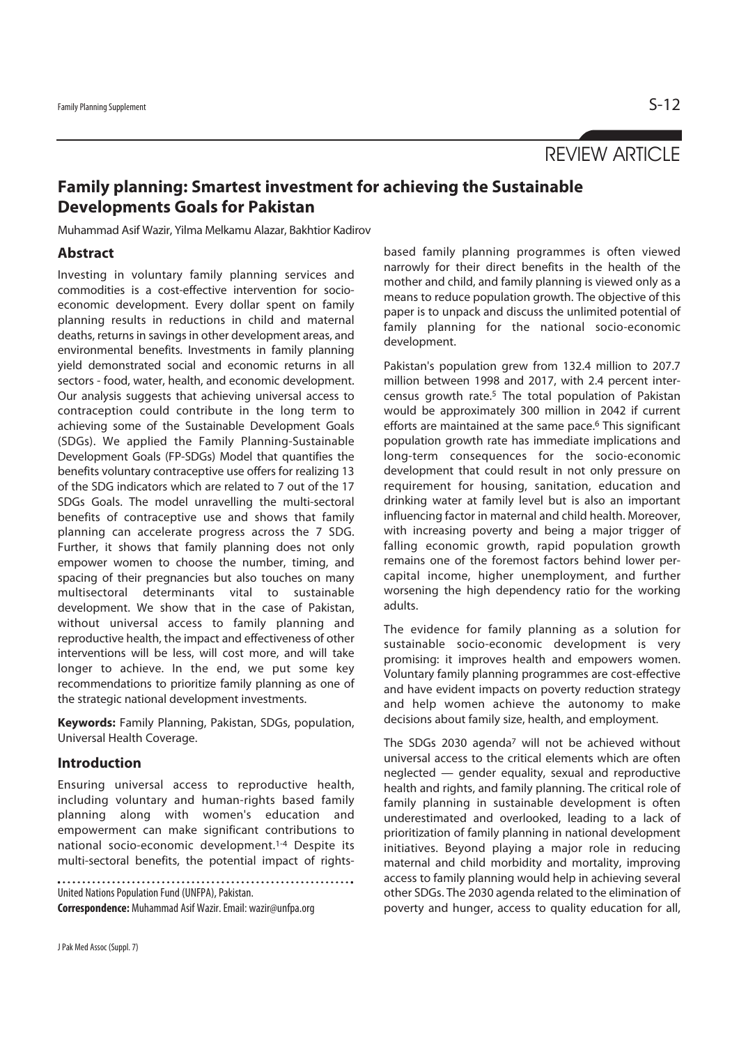REVIEW ARTICLE

# Family planning: Smartest investment for achieving the Sustainable Developments Goals for Pakistan

Muhammad Asif Wazir, Yilma Melkamu Alazar, Bakhtior Kadirov

## Abstract

Investing in voluntary family planning services and commodities is a cost-effective intervention for socio-economic development. Every dollar spent on family planning results in reductions in child and maternal deaths, returns in savings in other development areas, and environmental benefits. Investments in family planning yield demonstrated social and economic returns in all sectors - food, water, health, and economic development. Our analysis suggests that achieving universal access to contraception could contribute in the long term to achieving some of the Sustainable Development Goals (SDGs). We applied the Family Planning-Sustainable Development Goals (FP-SDGs) Model that quantifies the benefits voluntary contraceptive use offers for realizing 13 of the SDG indicators which are related to 7 out of the 17 SDGs Goals. The model unravelling the multi-sectoral benefits of contraceptive use and shows that family planning can accelerate progress across the 7 SDG. Further, it shows that family planning does not only empower women to choose the number, timing, and spacing of their pregnancies but also touches on many multisectoral determinants vital to sustainable development. We show that in the case of Pakistan, without universal access to family planning and reproductive health, the impact and effectiveness of other interventions will be less, will cost more, and will take longer to achieve. In the end, we put some key recommendations to prioritize family planning as one of the strategic national development investments.

**Keywords:** Family Planning, Pakistan, SDGs, population, Universal Health Coverage.

## Introduction

Ensuring universal access to reproductive health, including voluntary and human-rights based family planning along with women's education and empowerment can make significant contributions to national socio-economic development.[1-4] Despite its multi-sectoral benefits, the potential impact of rights-based family planning programmes is often viewed narrowly for their direct benefits in the health of the mother and child, and family planning is viewed only as a means to reduce population growth. The objective of this paper is to unpack and discuss the unlimited potential of family planning for the national socio-economic development.

Pakistan's population grew from 132.4 million to 207.7 million between 1998 and 2017, with 2.4 percent inter-census growth rate.[5] The total population of Pakistan would be approximately 300 million in 2042 if current efforts are maintained at the same pace.[6] This significant population growth rate has immediate implications and long-term consequences for the socio-economic development that could result in not only pressure on requirement for housing, sanitation, education and drinking water at family level but is also an important influencing factor in maternal and child health. Moreover, with increasing poverty and being a major trigger of falling economic growth, rapid population growth remains one of the foremost factors behind lower per-capital income, higher unemployment, and further worsening the high dependency ratio for the working adults.

The evidence for family planning as a solution for sustainable socio-economic development is very promising: it improves health and empowers women. Voluntary family planning programmes are cost-effective and have evident impacts on poverty reduction strategy and help women achieve the autonomy to make decisions about family size, health, and employment.

The SDGs 2030 agenda[7] will not be achieved without universal access to the critical elements which are often neglected — gender equality, sexual and reproductive health and rights, and family planning. The critical role of family planning in sustainable development is often underestimated and overlooked, leading to a lack of prioritization of family planning in national development initiatives. Beyond playing a major role in reducing maternal and child morbidity and mortality, improving access to family planning would help in achieving several other SDGs. The 2030 agenda related to the elimination of poverty and hunger, access to quality education for all,

United Nations Population Fund (UNFPA), Pakistan.

**Correspondence:** Muhammad Asif Wazir. Email: wazir@unfpa.org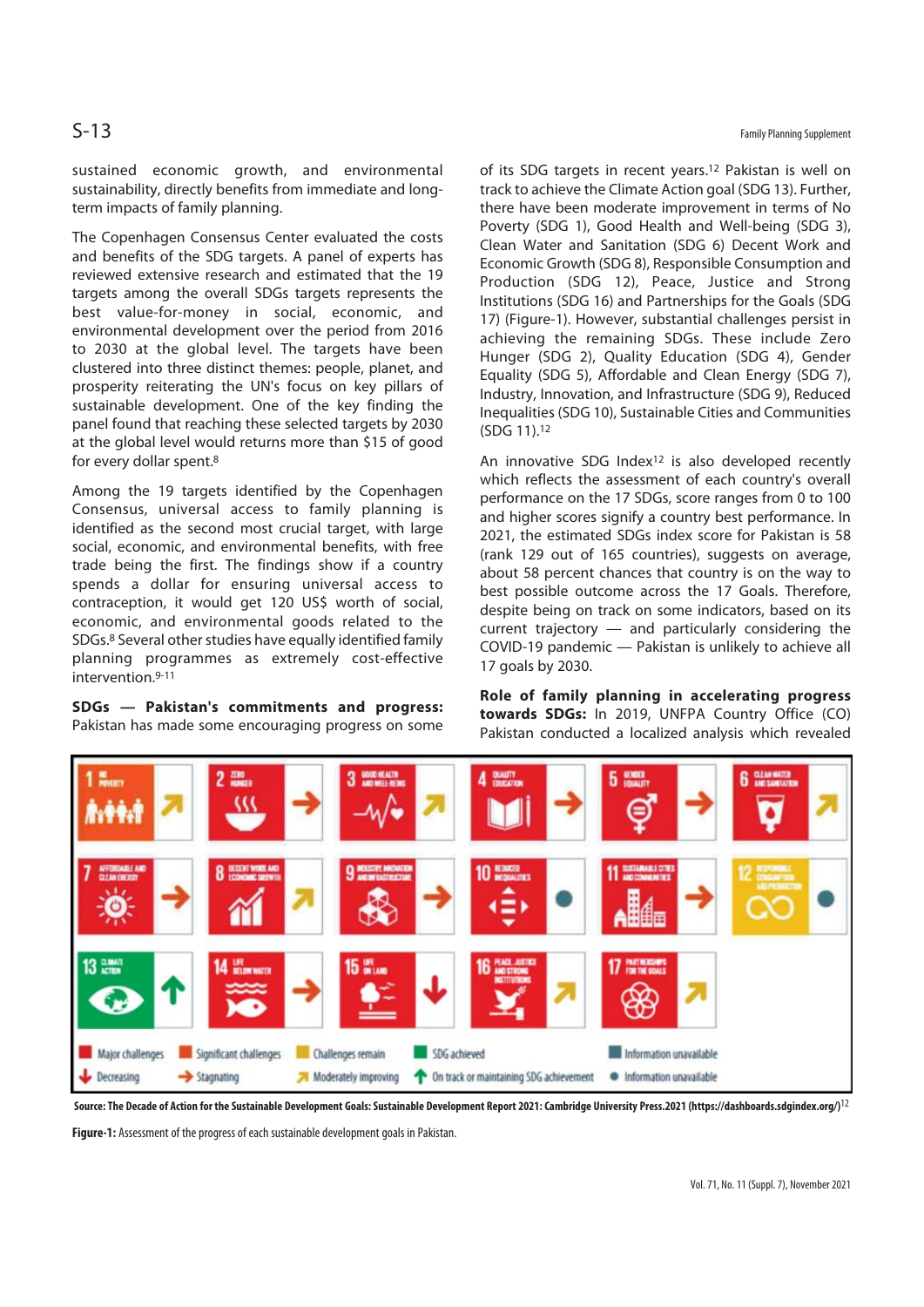sustained economic growth, and environmental sustainability, directly benefits from immediate and long-term impacts of family planning.

The Copenhagen Consensus Center evaluated the costs and benefits of the SDG targets. A panel of experts has reviewed extensive research and estimated that the 19 targets among the overall SDGs targets represents the best value-for-money in social, economic, and environmental development over the period from 2016 to 2030 at the global level. The targets have been clustered into three distinct themes: people, planet, and prosperity reiterating the UN's focus on key pillars of sustainable development. One of the key finding the panel found that reaching these selected targets by 2030 at the global level would returns more than $15 of good for every dollar spent.[8]

Among the 19 targets identified by the Copenhagen Consensus, universal access to family planning is identified as the second most crucial target, with large social, economic, and environmental benefits, with free trade being the first. The findings show if a country spends a dollar for ensuring universal access to contraception, it would get 120 US$ worth of social, economic, and environmental goods related to the SDGs.[8] Several other studies have equally identified family planning programmes as extremely cost-effective intervention.[9-11]

**SDGs — Pakistan's commitments and progress:** Pakistan has made some encouraging progress on some of its SDG targets in recent years.[12] Pakistan is well on track to achieve the Climate Action goal (SDG 13). Further, there have been moderate improvement in terms of No Poverty (SDG 1), Good Health and Well-being (SDG 3), Clean Water and Sanitation (SDG 6) Decent Work and Economic Growth (SDG 8), Responsible Consumption and Production (SDG 12), Peace, Justice and Strong Institutions (SDG 16) and Partnerships for the Goals (SDG 17) (Figure-1). However, substantial challenges persist in achieving the remaining SDGs. These include Zero Hunger (SDG 2), Quality Education (SDG 4), Gender Equality (SDG 5), Affordable and Clean Energy (SDG 7), Industry, Innovation, and Infrastructure (SDG 9), Reduced Inequalities (SDG 10), Sustainable Cities and Communities (SDG 11).[12]

An innovative SDG Index[12] is also developed recently which reflects the assessment of each country's overall performance on the 17 SDGs, score ranges from 0 to 100 and higher scores signify a country best performance. In 2021, the estimated SDGs index score for Pakistan is 58 (rank 129 out of 165 countries), suggests on average, about 58 percent chances that country is on the way to best possible outcome across the 17 Goals. Therefore, despite being on track on some indicators, based on its current trajectory — and particularly considering the COVID-19 pandemic — Pakistan is unlikely to achieve all 17 goals by 2030.

**Role of family planning in accelerating progress towards SDGs:** In 2019, UNFPA Country Office (CO) Pakistan conducted a localized analysis which revealed

Source: The Decade of Action for the Sustainable Development Goals: Sustainable Development Report 2021: Cambridge University Press.2021 (https://dashboards.sdgindex.org/)[12]

**Figure-1:** Assessment of the progress of each sustainable development goals in Pakistan.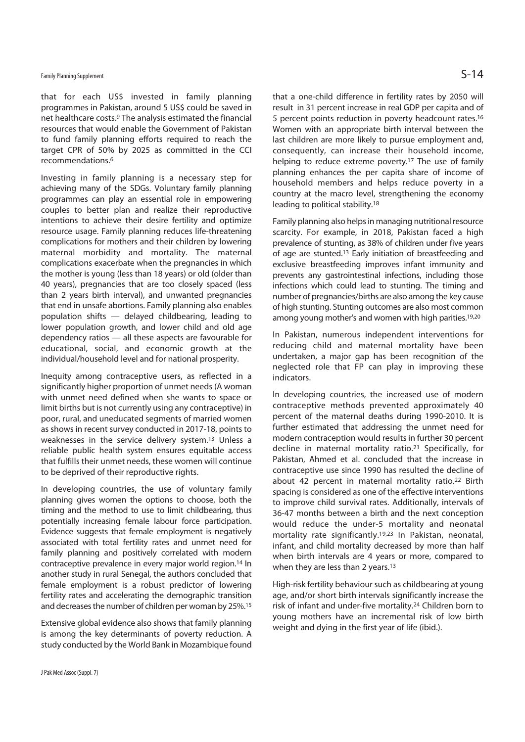that for each US$ invested in family planning programmes in Pakistan, around 5 US$ could be saved in net healthcare costs.[9] The analysis estimated the financial resources that would enable the Government of Pakistan to fund family planning efforts required to reach the target CPR of 50% by 2025 as committed in the CCI recommendations.[6]

Investing in family planning is a necessary step for achieving many of the SDGs. Voluntary family planning programmes can play an essential role in empowering couples to better plan and realize their reproductive intentions to achieve their desire fertility and optimize resource usage. Family planning reduces life-threatening complications for mothers and their children by lowering maternal morbidity and mortality. The maternal complications exacerbate when the pregnancies in which the mother is young (less than 18 years) or old (older than 40 years), pregnancies that are too closely spaced (less than 2 years birth interval), and unwanted pregnancies that end in unsafe abortions. Family planning also enables population shifts — delayed childbearing, leading to lower population growth, and lower child and old age dependency ratios — all these aspects are favourable for educational, social, and economic growth at the individual/household level and for national prosperity.

Inequity among contraceptive users, as reflected in a significantly higher proportion of unmet needs (A woman with unmet need defined when she wants to space or limit births but is not currently using any contraceptive) in poor, rural, and uneducated segments of married women as shows in recent survey conducted in 2017-18, points to weaknesses in the service delivery system.[13] Unless a reliable public health system ensures equitable access that fulfills their unmet needs, these women will continue to be deprived of their reproductive rights.

In developing countries, the use of voluntary family planning gives women the options to choose, both the timing and the method to use to limit childbearing, thus potentially increasing female labour force participation. Evidence suggests that female employment is negatively associated with total fertility rates and unmet need for family planning and positively correlated with modern contraceptive prevalence in every major world region.[14] In another study in rural Senegal, the authors concluded that female employment is a robust predictor of lowering fertility rates and accelerating the demographic transition and decreases the number of children per woman by 25%.[15]

Extensive global evidence also shows that family planning is among the key determinants of poverty reduction. A study conducted by the World Bank in Mozambique found that a one-child difference in fertility rates by 2050 will result in 31 percent increase in real GDP per capita and of 5 percent points reduction in poverty headcount rates.[16] Women with an appropriate birth interval between the last children are more likely to pursue employment and, consequently, can increase their household income, helping to reduce extreme poverty.[17] The use of family planning enhances the per capita share of income of household members and helps reduce poverty in a country at the macro level, strengthening the economy leading to political stability.[18]

Family planning also helps in managing nutritional resource scarcity. For example, in 2018, Pakistan faced a high prevalence of stunting, as 38% of children under five years of age are stunted.[13] Early initiation of breastfeeding and exclusive breastfeeding improves infant immunity and prevents any gastrointestinal infections, including those infections which could lead to stunting. The timing and number of pregnancies/births are also among the key cause of high stunting. Stunting outcomes are also most common among young mother's and women with high parities.[19,20]

In Pakistan, numerous independent interventions for reducing child and maternal mortality have been undertaken, a major gap has been recognition of the neglected role that FP can play in improving these indicators.

In developing countries, the increased use of modern contraceptive methods prevented approximately 40 percent of the maternal deaths during 1990-2010. It is further estimated that addressing the unmet need for modern contraception would results in further 30 percent decline in maternal mortality ratio.[21] Specifically, for Pakistan, Ahmed et al. concluded that the increase in contraceptive use since 1990 has resulted the decline of about 42 percent in maternal mortality ratio.[22] Birth spacing is considered as one of the effective interventions to improve child survival rates. Additionally, intervals of 36-47 months between a birth and the next conception would reduce the under-5 mortality and neonatal mortality rate significantly.[19,23] In Pakistan, neonatal, infant, and child mortality decreased by more than half when birth intervals are 4 years or more, compared to when they are less than 2 years.[13]

High-risk fertility behaviour such as childbearing at young age, and/or short birth intervals significantly increase the risk of infant and under-five mortality.[24] Children born to young mothers have an incremental risk of low birth weight and dying in the first year of life (ibid.).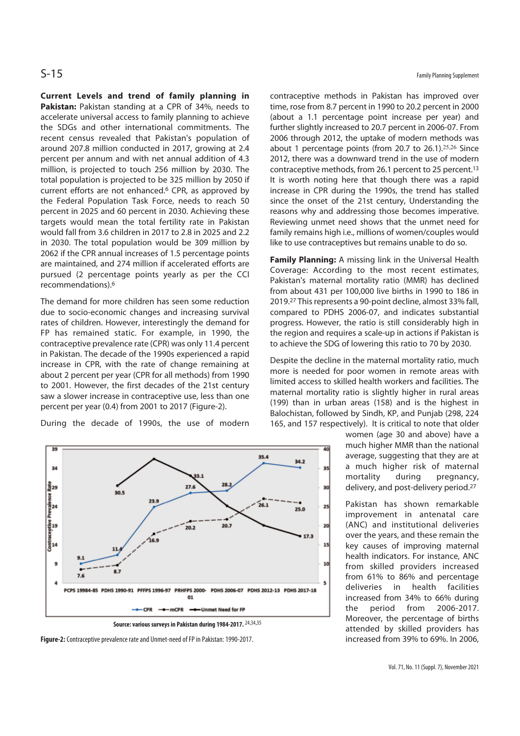**Current Levels and trend of family planning in Pakistan:** Pakistan standing at a CPR of 34%, needs to accelerate universal access to family planning to achieve the SDGs and other international commitments. The recent census revealed that Pakistan's population of around 207.8 million conducted in 2017, growing at 2.4 percent per annum and with net annual addition of 4.3 million, is projected to touch 256 million by 2030. The total population is projected to be 325 million by 2050 if current efforts are not enhanced.[6] CPR, as approved by the Federal Population Task Force, needs to reach 50 percent in 2025 and 60 percent in 2030. Achieving these targets would mean the total fertility rate in Pakistan would fall from 3.6 children in 2017 to 2.8 in 2025 and 2.2 in 2030. The total population would be 309 million by 2062 if the CPR annual increases of 1.5 percentage points are maintained, and 274 million if accelerated efforts are pursued (2 percentage points yearly as per the CCI recommendations).[6]

The demand for more children has seen some reduction due to socio-economic changes and increasing survival rates of children. However, interestingly the demand for FP has remained static. For example, in 1990, the contraceptive prevalence rate (CPR) was only 11.4 percent in Pakistan. The decade of the 1990s experienced a rapid increase in CPR, with the rate of change remaining at about 2 percent per year (CPR for all methods) from 1990 to 2001. However, the first decades of the 21st century saw a slower increase in contraceptive use, less than one percent per year (0.4) from 2001 to 2017 (Figure-2).

During the decade of 1990s, the use of modern contraceptive methods in Pakistan has improved over time, rose from 8.7 percent in 1990 to 20.2 percent in 2000 (about a 1.1 percentage point increase per year) and further slightly increased to 20.7 percent in 2006-07. From 2006 through 2012, the uptake of modern methods was about 1 percentage points (from 20.7 to 26.1).[25,26] Since 2012, there was a downward trend in the use of modern contraceptive methods, from 26.1 percent to 25 percent.[13] It is worth noting here that though there was a rapid increase in CPR during the 1990s, the trend has stalled since the onset of the 21st century, Understanding the reasons why and addressing those becomes imperative. Reviewing unmet need shows that the unmet need for family remains high i.e., millions of women/couples would like to use contraceptives but remains unable to do so.

Source: various surveys in Pakistan during 1984-2017.[24,34,35]

**Figure-2:** Contraceptive prevalence rate and Unmet-need of FP in Pakistan: 1990-2017.

**Family Planning:** A missing link in the Universal Health Coverage: According to the most recent estimates, Pakistan's maternal mortality ratio (MMR) has declined from about 431 per 100,000 live births in 1990 to 186 in 2019.[27] This represents a 90-point decline, almost 33% fall, compared to PDHS 2006-07, and indicates substantial progress. However, the ratio is still considerably high in the region and requires a scale-up in actions if Pakistan is to achieve the SDG of lowering this ratio to 70 by 2030.

Despite the decline in the maternal mortality ratio, much more is needed for poor women in remote areas with limited access to skilled health workers and facilities. The maternal mortality ratio is slightly higher in rural areas (199) than in urban areas (158) and is the highest in Balochistan, followed by Sindh, KP, and Punjab (298, 224 165, and 157 respectively). It is critical to note that older women (age 30 and above) have a much higher MMR than the national average, suggesting that they are at a much higher risk of maternal mortality during pregnancy, delivery, and post-delivery period.[27]

Pakistan has shown remarkable improvement in antenatal care (ANC) and institutional deliveries over the years, and these remain the key causes of improving maternal health indicators. For instance, ANC from skilled providers increased from 61% to 86% and percentage deliveries in health facilities increased from 34% to 66% during the period from 2006-2017. Moreover, the percentage of births attended by skilled providers has increased from 39% to 69%. In 2006,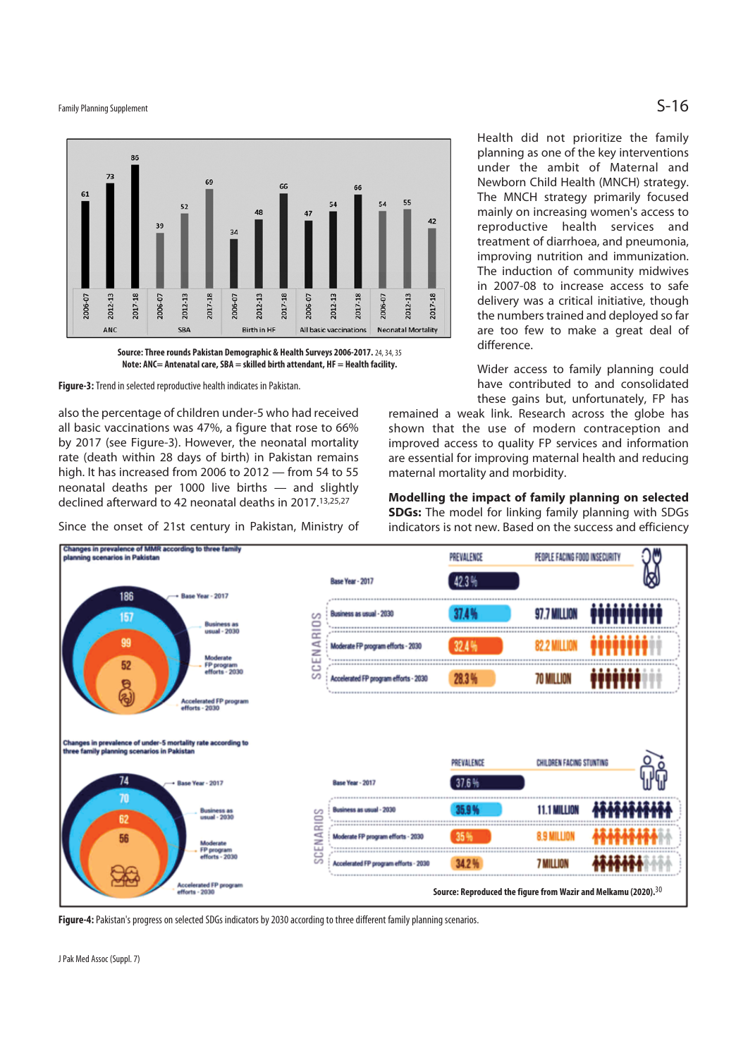Source: Three rounds Pakistan Demographic & Health Surveys 2006-2017.[24,34,35]
Note: ANC= Antenatal care, SBA = skilled birth attendant, HF = Health facility.

**Figure-3:** Trend in selected reproductive health indicates in Pakistan.

also the percentage of children under-5 who had received all basic vaccinations was 47%, a figure that rose to 66% by 2017 (see Figure-3). However, the neonatal mortality rate (death within 28 days of birth) in Pakistan remains high. It has increased from 2006 to 2012 — from 54 to 55 neonatal deaths per 1000 live births — and slightly declined afterward to 42 neonatal deaths in 2017.[13,25,27]

Since the onset of 21st century in Pakistan, Ministry of Health did not prioritize the family planning as one of the key interventions under the ambit of Maternal and Newborn Child Health (MNCH) strategy. The MNCH strategy primarily focused mainly on increasing women's access to reproductive health services and treatment of diarrhoea, and pneumonia, improving nutrition and immunization. The induction of community midwives in 2007-08 to increase access to safe delivery was a critical initiative, though the numbers trained and deployed so far are too few to make a great deal of difference.

Wider access to family planning could have contributed to and consolidated these gains but, unfortunately, FP has remained a weak link. Research across the globe has shown that the use of modern contraception and improved access to quality FP services and information are essential for improving maternal health and reducing maternal mortality and morbidity.

**Modelling the impact of family planning on selected SDGs:** The model for linking family planning with SDGs indicators is not new. Based on the success and efficiency

Source: Reproduced the figure from Wazir and Melkamu (2020).[30]

**Figure-4:** Pakistan's progress on selected SDGs indicators by 2030 according to three different family planning scenarios.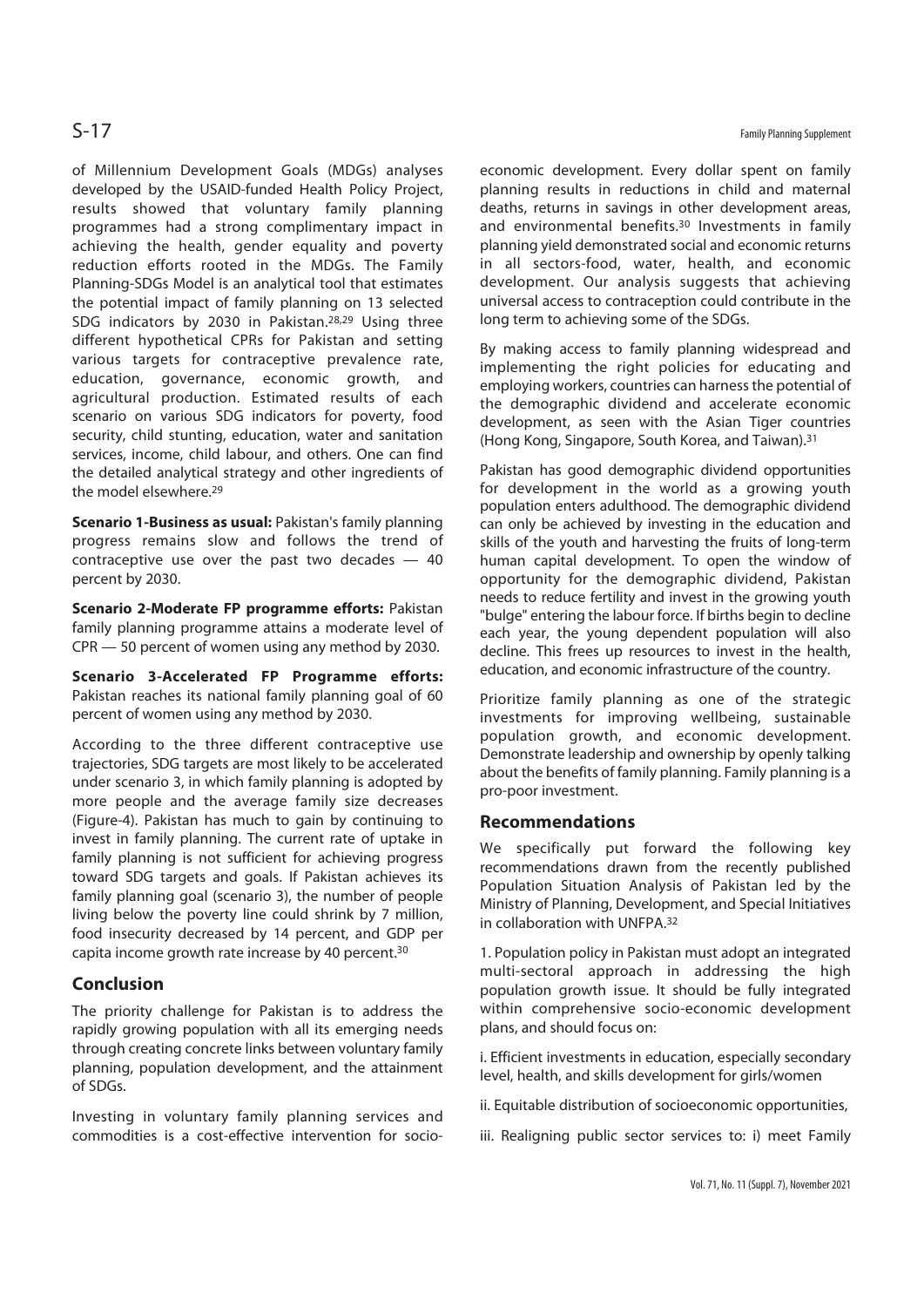of Millennium Development Goals (MDGs) analyses developed by the USAID-funded Health Policy Project, results showed that voluntary family planning programmes had a strong complimentary impact in achieving the health, gender equality and poverty reduction efforts rooted in the MDGs. The Family Planning-SDGs Model is an analytical tool that estimates the potential impact of family planning on 13 selected SDG indicators by 2030 in Pakistan.[28,29] Using three different hypothetical CPRs for Pakistan and setting various targets for contraceptive prevalence rate, education, governance, economic growth, and agricultural production. Estimated results of each scenario on various SDG indicators for poverty, food security, child stunting, education, water and sanitation services, income, child labour, and others. One can find the detailed analytical strategy and other ingredients of the model elsewhere.[29]

**Scenario 1-Business as usual:** Pakistan's family planning progress remains slow and follows the trend of contraceptive use over the past two decades — 40 percent by 2030.

**Scenario 2-Moderate FP programme efforts:** Pakistan family planning programme attains a moderate level of CPR — 50 percent of women using any method by 2030.

**Scenario 3-Accelerated FP Programme efforts:** Pakistan reaches its national family planning goal of 60 percent of women using any method by 2030.

According to the three different contraceptive use trajectories, SDG targets are most likely to be accelerated under scenario 3, in which family planning is adopted by more people and the average family size decreases (Figure-4). Pakistan has much to gain by continuing to invest in family planning. The current rate of uptake in family planning is not sufficient for achieving progress toward SDG targets and goals. If Pakistan achieves its family planning goal (scenario 3), the number of people living below the poverty line could shrink by 7 million, food insecurity decreased by 14 percent, and GDP per capita income growth rate increase by 40 percent.[30]

## Conclusion

The priority challenge for Pakistan is to address the rapidly growing population with all its emerging needs through creating concrete links between voluntary family planning, population development, and the attainment of SDGs.

Investing in voluntary family planning services and commodities is a cost-effective intervention for socio-economic development. Every dollar spent on family planning results in reductions in child and maternal deaths, returns in savings in other development areas, and environmental benefits.[30] Investments in family planning yield demonstrated social and economic returns in all sectors-food, water, health, and economic development. Our analysis suggests that achieving universal access to contraception could contribute in the long term to achieving some of the SDGs.

By making access to family planning widespread and implementing the right policies for educating and employing workers, countries can harness the potential of the demographic dividend and accelerate economic development, as seen with the Asian Tiger countries (Hong Kong, Singapore, South Korea, and Taiwan).[31]

Pakistan has good demographic dividend opportunities for development in the world as a growing youth population enters adulthood. The demographic dividend can only be achieved by investing in the education and skills of the youth and harvesting the fruits of long-term human capital development. To open the window of opportunity for the demographic dividend, Pakistan needs to reduce fertility and invest in the growing youth "bulge" entering the labour force. If births begin to decline each year, the young dependent population will also decline. This frees up resources to invest in the health, education, and economic infrastructure of the country.

Prioritize family planning as one of the strategic investments for improving wellbeing, sustainable population growth, and economic development. Demonstrate leadership and ownership by openly talking about the benefits of family planning. Family planning is a pro-poor investment.

## Recommendations

We specifically put forward the following key recommendations drawn from the recently published Population Situation Analysis of Pakistan led by the Ministry of Planning, Development, and Special Initiatives in collaboration with UNFPA.[32]

1. Population policy in Pakistan must adopt an integrated multi-sectoral approach in addressing the high population growth issue. It should be fully integrated within comprehensive socio-economic development plans, and should focus on:

i. Efficient investments in education, especially secondary level, health, and skills development for girls/women

ii. Equitable distribution of socioeconomic opportunities,

iii. Realigning public sector services to: i) meet Family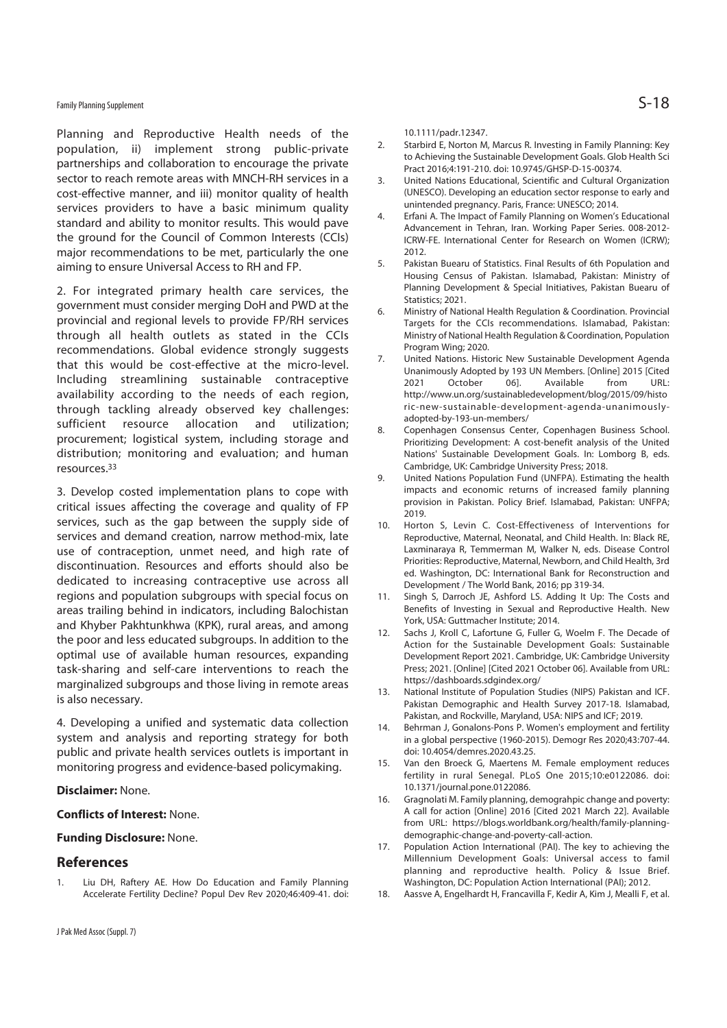Planning and Reproductive Health needs of the population, ii) implement strong public-private partnerships and collaboration to encourage the private sector to reach remote areas with MNCH-RH services in a cost-effective manner, and iii) monitor quality of health services providers to have a basic minimum quality standard and ability to monitor results. This would pave the ground for the Council of Common Interests (CCIs) major recommendations to be met, particularly the one aiming to ensure Universal Access to RH and FP.

2. For integrated primary health care services, the government must consider merging DoH and PWD at the provincial and regional levels to provide FP/RH services through all health outlets as stated in the CCIs recommendations. Global evidence strongly suggests that this would be cost-effective at the micro-level. Including streamlining sustainable contraceptive availability according to the needs of each region, through tackling already observed key challenges: sufficient resource allocation and utilization; procurement; logistical system, including storage and distribution; monitoring and evaluation; and human resources.[33]

3. Develop costed implementation plans to cope with critical issues affecting the coverage and quality of FP services, such as the gap between the supply side of services and demand creation, narrow method-mix, late use of contraception, unmet need, and high rate of discontinuation. Resources and efforts should also be dedicated to increasing contraceptive use across all regions and population subgroups with special focus on areas trailing behind in indicators, including Balochistan and Khyber Pakhtunkhwa (KPK), rural areas, and among the poor and less educated subgroups. In addition to the optimal use of available human resources, expanding task-sharing and self-care interventions to reach the marginalized subgroups and those living in remote areas is also necessary.

4. Developing a unified and systematic data collection system and analysis and reporting strategy for both public and private health services outlets is important in monitoring progress and evidence-based policymaking.

**Disclaimer:** None.

**Conflicts of Interest:** None.

**Funding Disclosure:** None.

## References

1. Liu DH, Raftery AE. How Do Education and Family Planning Accelerate Fertility Decline? Popul Dev Rev 2020;46:409-41. doi: 10.1111/padr.12347.
2. Starbird E, Norton M, Marcus R. Investing in Family Planning: Key to Achieving the Sustainable Development Goals. Glob Health Sci Pract 2016;4:191-210. doi: 10.9745/GHSP-D-15-00374.
3. United Nations Educational, Scientific and Cultural Organization (UNESCO). Developing an education sector response to early and unintended pregnancy. Paris, France: UNESCO; 2014.
4. Erfani A. The Impact of Family Planning on Women's Educational Advancement in Tehran, Iran. Working Paper Series. 008-2012-ICRW-FE. International Center for Research on Women (ICRW); 2012.
5. Pakistan Buearu of Statistics. Final Results of 6th Population and Housing Census of Pakistan. Islamabad, Pakistan: Ministry of Planning Development & Special Initiatives, Pakistan Buearu of Statistics; 2021.
6. Ministry of National Health Regulation & Coordination. Provincial Targets for the CCIs recommendations. Islamabad, Pakistan: Ministry of National Health Regulation & Coordination, Population Program Wing; 2020.
7. United Nations. Historic New Sustainable Development Agenda Unanimously Adopted by 193 UN Members. [Online] 2015 [Cited 2021 October 06]. Available from URL: http://www.un.org/sustainabledevelopment/blog/2015/09/historic-new-sustainable-development-agenda-unanimously-adopted-by-193-un-members/
8. Copenhagen Consensus Center, Copenhagen Business School. Prioritizing Development: A cost-benefit analysis of the United Nations' Sustainable Development Goals. In: Lomborg B, eds. Cambridge, UK: Cambridge University Press; 2018.
9. United Nations Population Fund (UNFPA). Estimating the health impacts and economic returns of increased family planning provision in Pakistan. Policy Brief. Islamabad, Pakistan: UNFPA; 2019.
10. Horton S, Levin C. Cost-Effectiveness of Interventions for Reproductive, Maternal, Neonatal, and Child Health. In: Black RE, Laxminaraya R, Temmerman M, Walker N, eds. Disease Control Priorities: Reproductive, Maternal, Newborn, and Child Health, 3rd ed. Washington, DC: International Bank for Reconstruction and Development / The World Bank, 2016; pp 319-34.
11. Singh S, Darroch JE, Ashford LS. Adding It Up: The Costs and Benefits of Investing in Sexual and Reproductive Health. New York, USA: Guttmacher Institute; 2014.
12. Sachs J, Kroll C, Lafortune G, Fuller G, Woelm F. The Decade of Action for the Sustainable Development Goals: Sustainable Development Report 2021. Cambridge, UK: Cambridge University Press; 2021. [Online] [Cited 2021 October 06]. Available from URL: https://dashboards.sdgindex.org/
13. National Institute of Population Studies (NIPS) Pakistan and ICF. Pakistan Demographic and Health Survey 2017-18. Islamabad, Pakistan, and Rockville, Maryland, USA: NIPS and ICF; 2019.
14. Behrman J, Gonalons-Pons P. Women's employment and fertility in a global perspective (1960-2015). Demogr Res 2020;43:707-44. doi: 10.4054/demres.2020.43.25.
15. Van den Broeck G, Maertens M. Female employment reduces fertility in rural Senegal. PLoS One 2015;10:e0122086. doi: 10.1371/journal.pone.0122086.
16. Gragnolati M. Family planning, demograhpic change and poverty: A call for action [Online] 2016 [Cited 2021 March 22]. Available from URL: https://blogs.worldbank.org/health/family-planning-demographic-change-and-poverty-call-action.
17. Population Action International (PAI). The key to achieving the Millennium Development Goals: Universal access to famil planning and reproductive health. Policy & Issue Brief. Washington, DC: Population Action International (PAI); 2012.
18. Aassve A, Engelhardt H, Francavilla F, Kedir A, Kim J, Mealli F, et al.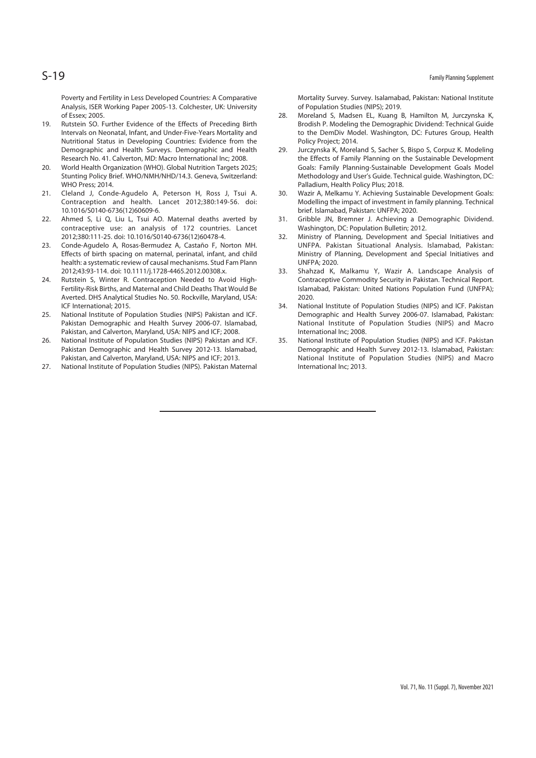Poverty and Fertility in Less Developed Countries: A Comparative Analysis, ISER Working Paper 2005-13. Colchester, UK: University of Essex; 2005.

19. Rutstein SO. Further Evidence of the Effects of Preceding Birth Intervals on Neonatal, Infant, and Under-Five-Years Mortality and Nutritional Status in Developing Countries: Evidence from the Demographic and Health Surveys. Demographic and Health Research No. 41. Calverton, MD: Macro International Inc; 2008.
20. World Health Organization (WHO). Global Nutrition Targets 2025; Stunting Policy Brief. WHO/NMH/NHD/14.3. Geneva, Switzerland: WHO Press; 2014.
21. Cleland J, Conde-Agudelo A, Peterson H, Ross J, Tsui A. Contraception and health. Lancet 2012;380:149-56. doi: 10.1016/S0140-6736(12)60609-6.
22. Ahmed S, Li Q, Liu L, Tsui AO. Maternal deaths averted by contraceptive use: an analysis of 172 countries. Lancet 2012;380:111-25. doi: 10.1016/S0140-6736(12)60478-4.
23. Conde-Agudelo A, Rosas-Bermudez A, Castaño F, Norton MH. Effects of birth spacing on maternal, perinatal, infant, and child health: a systematic review of causal mechanisms. Stud Fam Plann 2012;43:93-114. doi: 10.1111/j.1728-4465.2012.00308.x.
24. Rutstein S, Winter R. Contraception Needed to Avoid High-Fertility-Risk Births, and Maternal and Child Deaths That Would Be Averted. DHS Analytical Studies No. 50. Rockville, Maryland, USA: ICF International; 2015.
25. National Institute of Population Studies (NIPS) Pakistan and ICF. Pakistan Demographic and Health Survey 2006-07. Islamabad, Pakistan, and Calverton, Maryland, USA: NIPS and ICF; 2008.
26. National Institute of Population Studies (NIPS) Pakistan and ICF. Pakistan Demographic and Health Survey 2012-13. Islamabad, Pakistan, and Calverton, Maryland, USA: NIPS and ICF; 2013.
27. National Institute of Population Studies (NIPS). Pakistan Maternal Mortality Survey. Survey. Isalamabad, Pakistan: National Institute of Population Studies (NIPS); 2019.
28. Moreland S, Madsen EL, Kuang B, Hamilton M, Jurczynska K, Brodish P. Modeling the Demographic Dividend: Technical Guide to the DemDiv Model. Washington, DC: Futures Group, Health Policy Project; 2014.
29. Jurczynska K, Moreland S, Sacher S, Bispo S, Corpuz K. Modeling the Effects of Family Planning on the Sustainable Development Goals: Family Planning-Sustainable Development Goals Model Methodology and User's Guide. Technical guide. Washington, DC: Palladium, Health Policy Plus; 2018.
30. Wazir A, Melkamu Y. Achieving Sustainable Development Goals: Modelling the impact of investment in family planning. Technical brief. Islamabad, Pakistan: UNFPA; 2020.
31. Gribble JN, Bremner J. Achieving a Demographic Dividend. Washington, DC: Population Bulletin; 2012.
32. Ministry of Planning, Development and Special Initiatives and UNFPA. Pakistan Situational Analysis. Islamabad, Pakistan: Ministry of Planning, Development and Special Initiatives and UNFPA; 2020.
33. Shahzad K, Malkamu Y, Wazir A. Landscape Analysis of Contraceptive Commodity Security in Pakistan. Technical Report. Islamabad, Pakistan: United Nations Population Fund (UNFPA); 2020.
34. National Institute of Population Studies (NIPS) and ICF. Pakistan Demographic and Health Survey 2006-07. Islamabad, Pakistan: National Institute of Population Studies (NIPS) and Macro International Inc; 2008.
35. National Institute of Population Studies (NIPS) and ICF. Pakistan Demographic and Health Survey 2012-13. Islamabad, Pakistan: National Institute of Population Studies (NIPS) and Macro International Inc; 2013.